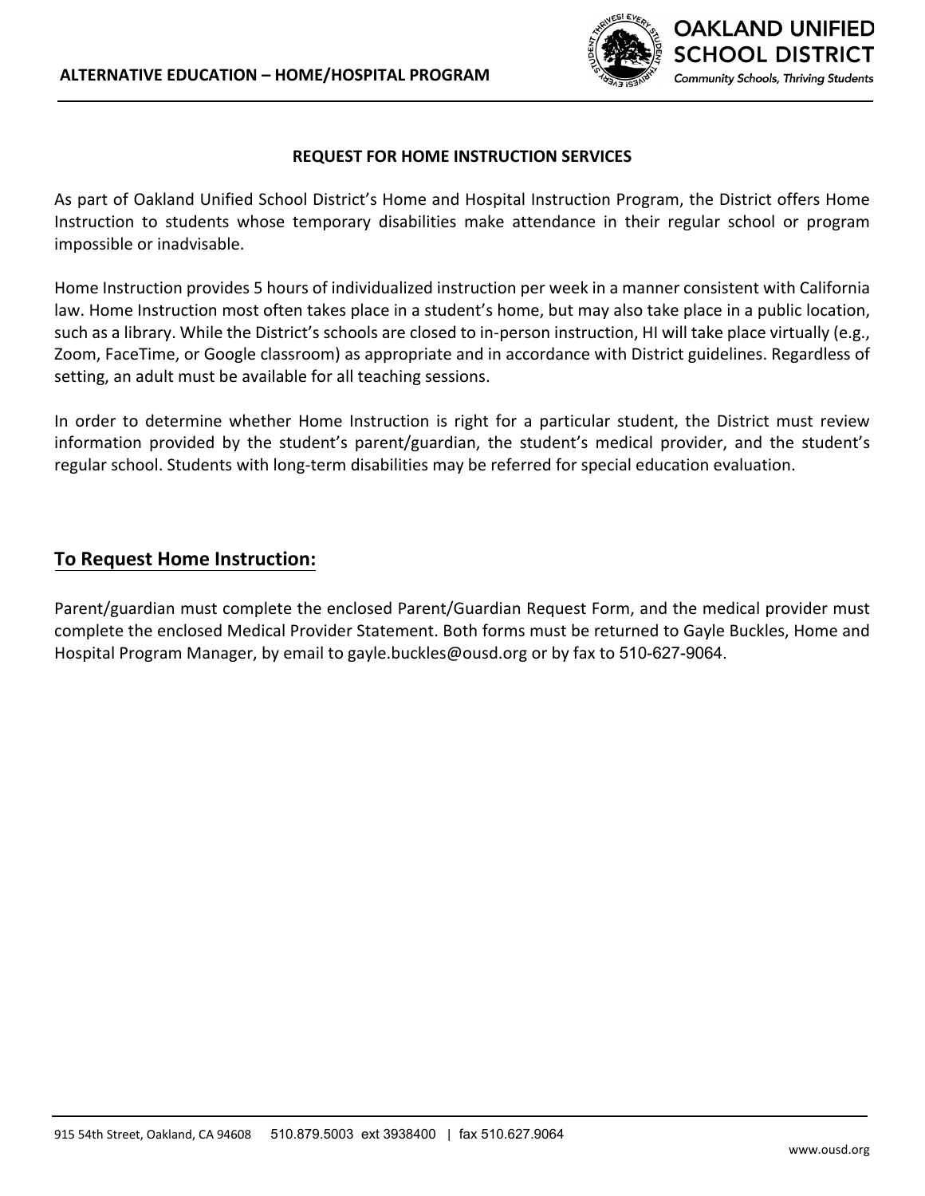ALTERNATIVE EDUCATION – HOME/HOSPITAL PROGRAM

# REQUEST FOR HOME INSTRUCTION SERVICES

As part of Oakland Unified School District's Home and Hospital Instruction Program, the District offers Home Instruction to students whose temporary disabilities make attendance in their regular school or program impossible or inadvisable.

Home Instruction provides 5 hours of individualized instruction per week in a manner consistent with California law. Home Instruction most often takes place in a student's home, but may also take place in a public location, such as a library. While the District's schools are closed to in-person instruction, HI will take place virtually (e.g., Zoom, FaceTime, or Google classroom) as appropriate and in accordance with District guidelines. Regardless of setting, an adult must be available for all teaching sessions.

In order to determine whether Home Instruction is right for a particular student, the District must review information provided by the student's parent/guardian, the student's medical provider, and the student's regular school. Students with long-term disabilities may be referred for special education evaluation.

## To Request Home Instruction:

Parent/guardian must complete the enclosed Parent/Guardian Request Form, and the medical provider must complete the enclosed Medical Provider Statement. Both forms must be returned to Gayle Buckles, Home and Hospital Program Manager, by email to gayle.buckles@ousd.org or by fax to 510-627-9064.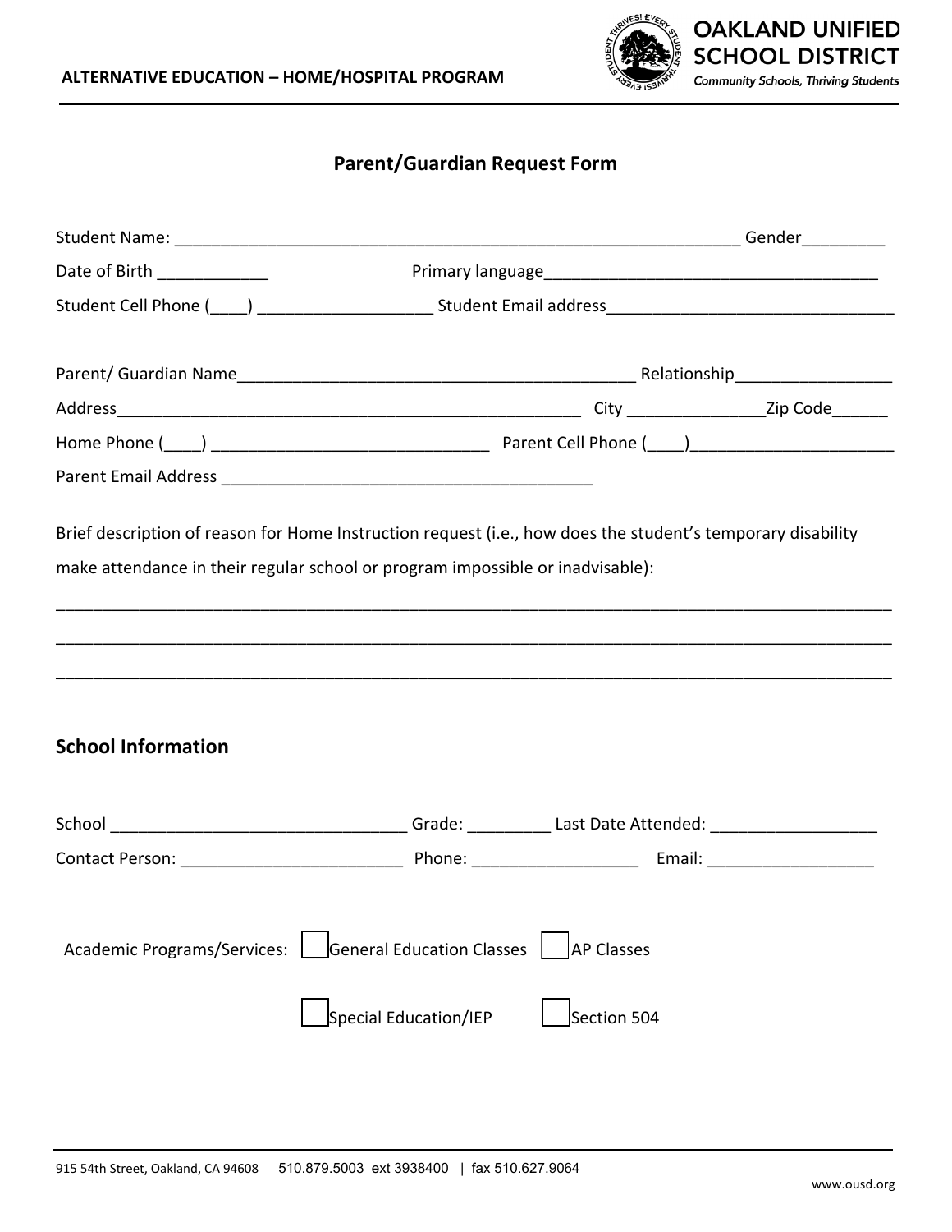ALTERNATIVE EDUCATION – HOME/HOSPITAL PROGRAM

**OAKLAND UNIFIED SCHOOL DISTRICT**
*Community Schools, Thriving Students*

## Parent/Guardian Request Form

Student Name: _______________________________________________________________ Gender_________

Date of Birth ____________ Primary language____________________________________

Student Cell Phone (____) ___________________ Student Email address_______________________________

Parent/ Guardian Name____________________________________________ Relationship_________________

Address___________________________________________________ City _______________Zip Code______

Home Phone (____) ______________________________ Parent Cell Phone (____)______________________

Parent Email Address _________________________________________

Brief description of reason for Home Instruction request (i.e., how does the student's temporary disability make attendance in their regular school or program impossible or inadvisable):

______________________________________________________________________________________________

______________________________________________________________________________________________

______________________________________________________________________________________________

## School Information

School ________________________________ Grade: _________ Last Date Attended: __________________

Contact Person: _______________________ Phone: _________________ Email: __________________

Academic Programs/Services:

- ☐ General Education Classes
- ☐ AP Classes
- ☐ Special Education/IEP
- ☐ Section 504

915 54th Street, Oakland, CA 94608 510.879.5003 ext 3938400 | fax 510.627.9064

www.ousd.org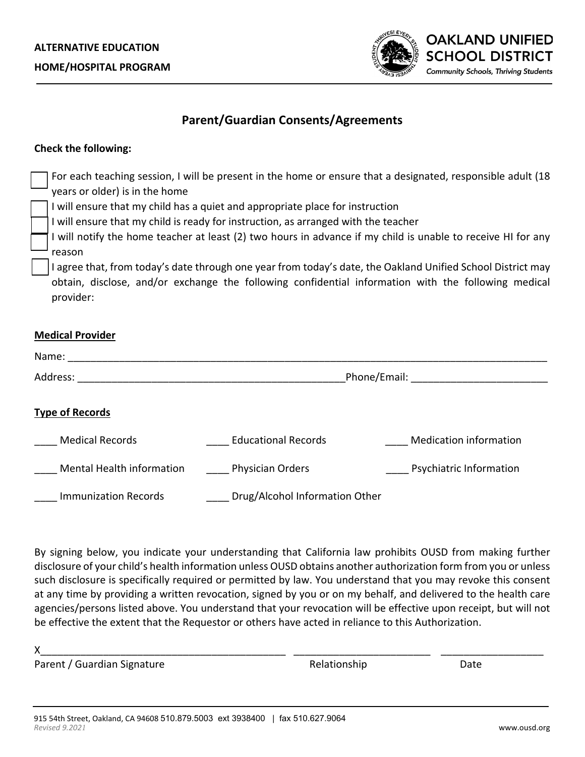**ALTERNATIVE EDUCATION**

**HOME/HOSPITAL PROGRAM**

**OAKLAND UNIFIED SCHOOL DISTRICT**

*Community Schools, Thriving Students*

## Parent/Guardian Consents/Agreements

**Check the following:**

- ☐ For each teaching session, I will be present in the home or ensure that a designated, responsible adult (18 years or older) is in the home
- ☐ I will ensure that my child has a quiet and appropriate place for instruction
- ☐ I will ensure that my child is ready for instruction, as arranged with the teacher
- ☐ I will notify the home teacher at least (2) two hours in advance if my child is unable to receive HI for any reason
- ☐ I agree that, from today's date through one year from today's date, the Oakland Unified School District may obtain, disclose, and/or exchange the following confidential information with the following medical provider:

**Medical Provider**

Name: ___________________________________________________________________________________

Address: ________________________________________________Phone/Email: ________________________

**Type of Records**

____ Medical Records　　____ Educational Records　　____ Medication information

____ Mental Health information　　____ Physician Orders　　____ Psychiatric Information

____ Immunization Records　　____ Drug/Alcohol Information Other

By signing below, you indicate your understanding that California law prohibits OUSD from making further disclosure of your child's health information unless OUSD obtains another authorization form from you or unless such disclosure is specifically required or permitted by law. You understand that you may revoke this consent at any time by providing a written revocation, signed by you or on my behalf, and delivered to the health care agencies/persons listed above. You understand that your revocation will be effective upon receipt, but will not be effective the extent that the Requestor or others have acted in reliance to this Authorization.

X____________________________________________ ________________________ __________________

Parent / Guardian Signature　　　　　　　　　Relationship　　　　　　　Date

915 54th Street, Oakland, CA 94608 510.879.5003 ext 3938400 | fax 510.627.9064

*Revised 9.2021*

www.ousd.org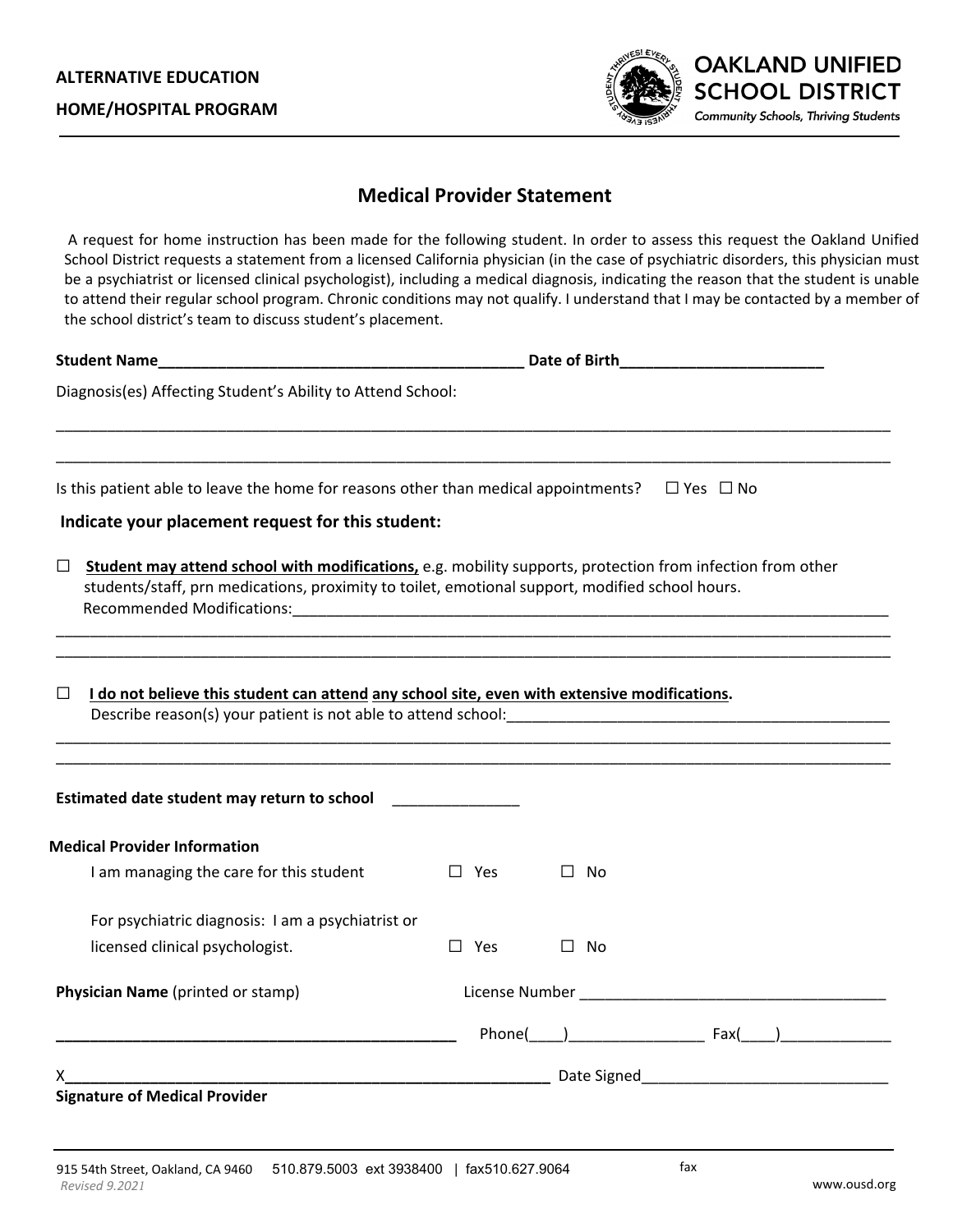**ALTERNATIVE EDUCATION**

**HOME/HOSPITAL PROGRAM**

**OAKLAND UNIFIED SCHOOL DISTRICT**

*Community Schools, Thriving Students*

## Medical Provider Statement

A request for home instruction has been made for the following student. In order to assess this request the Oakland Unified School District requests a statement from a licensed California physician (in the case of psychiatric disorders, this physician must be a psychiatrist or licensed clinical psychologist), including a medical diagnosis, indicating the reason that the student is unable to attend their regular school program. Chronic conditions may not qualify. I understand that I may be contacted by a member of the school district's team to discuss student's placement.

**Student Name**____________________________________________ **Date of Birth**________________________

Diagnosis(es) Affecting Student's Ability to Attend School:

_____________________________________________________________________________________________

_____________________________________________________________________________________________

Is this patient able to leave the home for reasons other than medical appointments? ☐ Yes ☐ No

**Indicate your placement request for this student:**

☐ **Student may attend school with modifications,** e.g. mobility supports, protection from infection from other students/staff, prn medications, proximity to toilet, emotional support, modified school hours.
Recommended Modifications:__________________________________________________________________________

_____________________________________________________________________________________________

_____________________________________________________________________________________________

☐ **I do not believe this student can attend any school site, even with extensive modifications.**
Describe reason(s) your patient is not able to attend school:_______________________________________________

_____________________________________________________________________________________________

_____________________________________________________________________________________________

**Estimated date student may return to school** _______________

**Medical Provider Information**

I am managing the care for this student ☐ Yes ☐ No

For psychiatric diagnosis: I am a psychiatrist or licensed clinical psychologist. ☐ Yes ☐ No

**Physician Name** (printed or stamp) License Number ____________________________________

_________________________________________________ Phone(____)________________ Fax(____)_____________

X__________________________________________________________ Date Signed____________________________

**Signature of Medical Provider**

915 54th Street, Oakland, CA 9460 510.879.5003 ext 3938400 | fax510.627.9064 fax

*Revised 9.2021* www.ousd.org